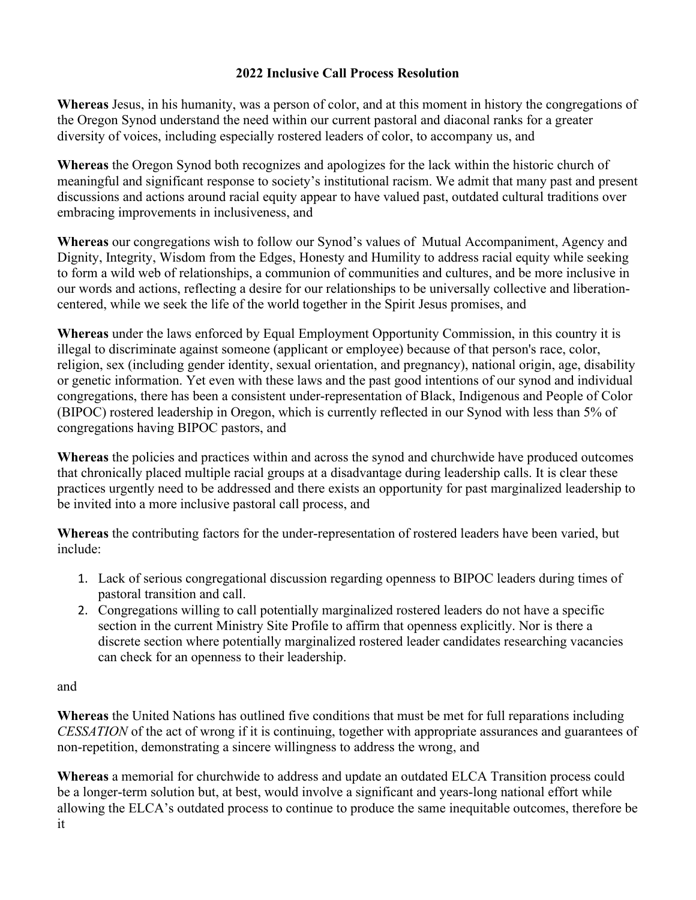**2022 Inclusive Call Process Resolution**

**Whereas** Jesus, in his humanity, was a person of color, and at this moment in history the congregations of the Oregon Synod understand the need within our current pastoral and diaconal ranks for a greater diversity of voices, including especially rostered leaders of color, to accompany us, and

**Whereas** the Oregon Synod both recognizes and apologizes for the lack within the historic church of meaningful and significant response to society's institutional racism. We admit that many past and present discussions and actions around racial equity appear to have valued past, outdated cultural traditions over embracing improvements in inclusiveness, and

**Whereas** our congregations wish to follow our Synod's values of Mutual Accompaniment, Agency and Dignity, Integrity, Wisdom from the Edges, Honesty and Humility to address racial equity while seeking to form a wild web of relationships, a communion of communities and cultures, and be more inclusive in our words and actions, reflecting a desire for our relationships to be universally collective and liberation-centered, while we seek the life of the world together in the Spirit Jesus promises, and

**Whereas** under the laws enforced by Equal Employment Opportunity Commission, in this country it is illegal to discriminate against someone (applicant or employee) because of that person's race, color, religion, sex (including gender identity, sexual orientation, and pregnancy), national origin, age, disability or genetic information. Yet even with these laws and the past good intentions of our synod and individual congregations, there has been a consistent under-representation of Black, Indigenous and People of Color (BIPOC) rostered leadership in Oregon, which is currently reflected in our Synod with less than 5% of congregations having BIPOC pastors, and

**Whereas** the policies and practices within and across the synod and churchwide have produced outcomes that chronically placed multiple racial groups at a disadvantage during leadership calls. It is clear these practices urgently need to be addressed and there exists an opportunity for past marginalized leadership to be invited into a more inclusive pastoral call process, and

**Whereas** the contributing factors for the under-representation of rostered leaders have been varied, but include:

1. Lack of serious congregational discussion regarding openness to BIPOC leaders during times of pastoral transition and call.
2. Congregations willing to call potentially marginalized rostered leaders do not have a specific section in the current Ministry Site Profile to affirm that openness explicitly. Nor is there a discrete section where potentially marginalized rostered leader candidates researching vacancies can check for an openness to their leadership.

and

**Whereas** the United Nations has outlined five conditions that must be met for full reparations including *CESSATION* of the act of wrong if it is continuing, together with appropriate assurances and guarantees of non-repetition, demonstrating a sincere willingness to address the wrong, and

**Whereas** a memorial for churchwide to address and update an outdated ELCA Transition process could be a longer-term solution but, at best, would involve a significant and years-long national effort while allowing the ELCA's outdated process to continue to produce the same inequitable outcomes, therefore be it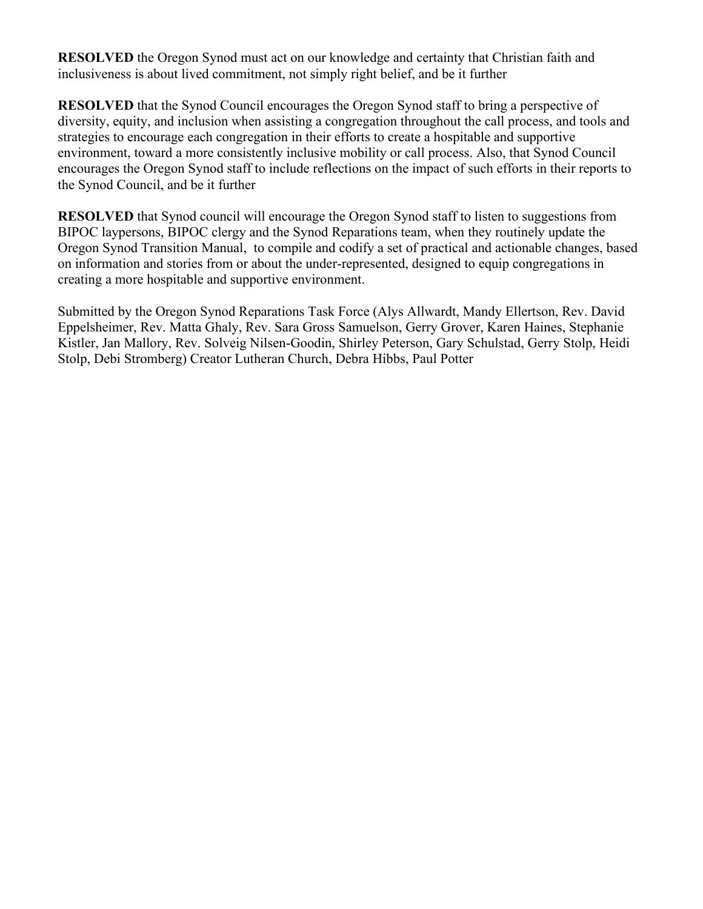**RESOLVED** the Oregon Synod must act on our knowledge and certainty that Christian faith and inclusiveness is about lived commitment, not simply right belief, and be it further

**RESOLVED** that the Synod Council encourages the Oregon Synod staff to bring a perspective of diversity, equity, and inclusion when assisting a congregation throughout the call process, and tools and strategies to encourage each congregation in their efforts to create a hospitable and supportive environment, toward a more consistently inclusive mobility or call process. Also, that Synod Council encourages the Oregon Synod staff to include reflections on the impact of such efforts in their reports to the Synod Council, and be it further

**RESOLVED** that Synod council will encourage the Oregon Synod staff to listen to suggestions from BIPOC laypersons, BIPOC clergy and the Synod Reparations team, when they routinely update the Oregon Synod Transition Manual, to compile and codify a set of practical and actionable changes, based on information and stories from or about the under-represented, designed to equip congregations in creating a more hospitable and supportive environment.

Submitted by the Oregon Synod Reparations Task Force (Alys Allwardt, Mandy Ellertson, Rev. David Eppelsheimer, Rev. Matta Ghaly, Rev. Sara Gross Samuelson, Gerry Grover, Karen Haines, Stephanie Kistler, Jan Mallory, Rev. Solveig Nilsen-Goodin, Shirley Peterson, Gary Schulstad, Gerry Stolp, Heidi Stolp, Debi Stromberg) Creator Lutheran Church, Debra Hibbs, Paul Potter